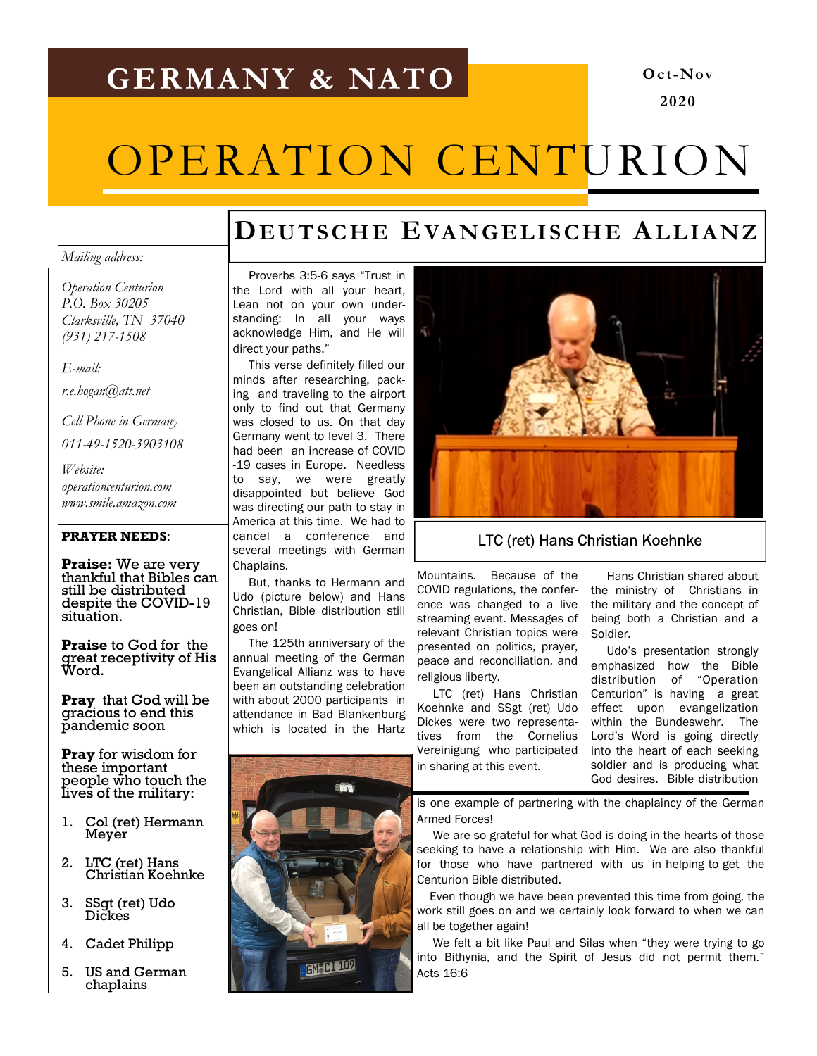# GERMANY & NATO

Oct-Nov 2020

# OPERATION CENTURION

*Mailing address:*

*Operation Centurion*
*P.O. Box 30205*
*Clarksville, TN 37040*
*(931) 217-1508*

*E-mail:*

*r.e.bogan@att.net*

*Cell Phone in Germany*

*011-49-1520-3903108*

*Website:*
*operationcenturion.com*
*www.smile.amazon.com*

**PRAYER NEEDS**:

**Praise:** We are very thankful that Bibles can still be distributed despite the COVID-19 situation.

**Praise** to God for the great receptivity of His Word.

**Pray** that God will be gracious to end this pandemic soon

**Pray** for wisdom for these important people who touch the lives of the military:

1. Col (ret) Hermann Meyer
2. LTC (ret) Hans Christian Koehnke
3. SSgt (ret) Udo Dickes
4. Cadet Philipp
5. US and German chaplains

## Deutsche Evangelische Allianz

Proverbs 3:5-6 says "Trust in the Lord with all your heart, Lean not on your own understanding: In all your ways acknowledge Him, and He will direct your paths."

This verse definitely filled our minds after researching, packing and traveling to the airport only to find out that Germany was closed to us. On that day Germany went to level 3. There had been an increase of COVID-19 cases in Europe. Needless to say, we were greatly disappointed but believe God was directing our path to stay in America at this time. We had to cancel a conference and several meetings with German Chaplains.

But, thanks to Hermann and Udo (picture below) and Hans Christian, Bible distribution still goes on!

The 125th anniversary of the annual meeting of the German Evangelical Allianz was to have been an outstanding celebration with about 2000 participants in attendance in Bad Blankenburg which is located in the Hartz Mountains. Because of the COVID regulations, the conference was changed to a live streaming event. Messages of relevant Christian topics were presented on politics, prayer, peace and reconciliation, and religious liberty.

LTC (ret) Hans Christian Koehnke

LTC (ret) Hans Christian Koehnke and SSgt (ret) Udo Dickes were two representatives from the Cornelius Vereinigung who participated in sharing at this event.

Hans Christian shared about the ministry of Christians in the military and the concept of being both a Christian and a Soldier.

Udo's presentation strongly emphasized how the Bible distribution of "Operation Centurion" is having a great effect upon evangelization within the Bundeswehr. The Lord's Word is going directly into the heart of each seeking soldier and is producing what God desires. Bible distribution is one example of partnering with the chaplaincy of the German Armed Forces!

We are so grateful for what God is doing in the hearts of those seeking to have a relationship with Him. We are also thankful for those who have partnered with us in helping to get the Centurion Bible distributed.

Even though we have been prevented this time from going, the work still goes on and we certainly look forward to when we can all be together again!

We felt a bit like Paul and Silas when "they were trying to go into Bithynia, and the Spirit of Jesus did not permit them." Acts 16:6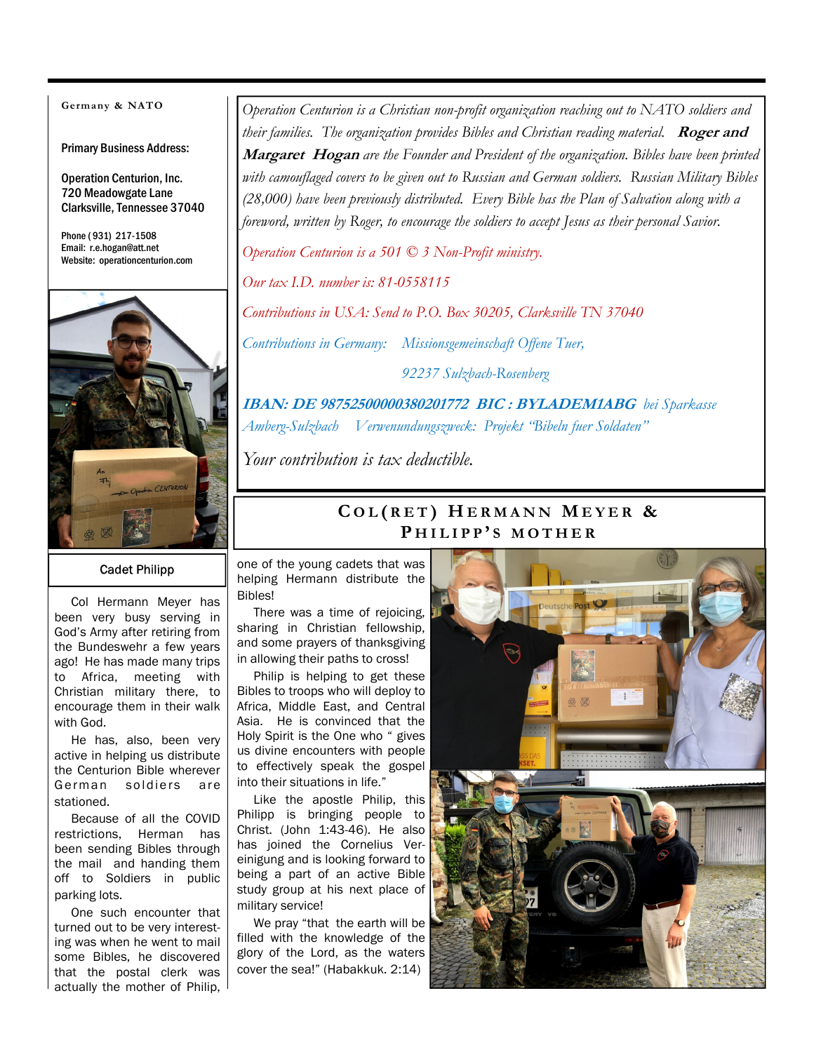Germany & NATO

**Primary Business Address:**

**Operation Centurion, Inc.**
**720 Meadowgate Lane**
**Clarksville, Tennessee 37040**

Phone (931) 217-1508
Email: r.e.hogan@att.net
Website: operationcenturion.com

*Operation Centurion is a Christian non-profit organization reaching out to NATO soldiers and their families. The organization provides Bibles and Christian reading material.* ***Roger and Margaret Hogan*** *are the Founder and President of the organization. Bibles have been printed with camouflaged covers to be given out to Russian and German soldiers. Russian Military Bibles (28,000) have been previously distributed. Every Bible has the Plan of Salvation along with a foreword, written by Roger, to encourage the soldiers to accept Jesus as their personal Savior.*

*Operation Centurion is a 501 © 3 Non-Profit ministry.*

*Our tax I.D. number is: 81-0558115*

*Contributions in USA: Send to P.O. Box 30205, Clarksville TN 37040*

*Contributions in Germany: Missionsgemeinschaft Offene Tuer,*

*92237 Sulzbach-Rosenberg*

***IBAN: DE 98752500000380201772 BIC : BYLADEM1ABG*** *bei Sparkasse Amberg-Sulzbach Verwenundungszweck: Projekt "Bibeln fuer Soldaten"*

*Your contribution is tax deductible.*

Cadet Philipp

## COL(RET) HERMANN MEYER & PHILIPP'S MOTHER

Col Hermann Meyer has been very busy serving in God's Army after retiring from the Bundeswehr a few years ago! He has made many trips to Africa, meeting with Christian military there, to encourage them in their walk with God.

He has, also, been very active in helping us distribute the Centurion Bible wherever German soldiers are stationed.

Because of all the COVID restrictions, Herman has been sending Bibles through the mail and handing them off to Soldiers in public parking lots.

One such encounter that turned out to be very interesting was when he went to mail some Bibles, he discovered that the postal clerk was actually the mother of Philip, one of the young cadets that was helping Hermann distribute the Bibles!

There was a time of rejoicing, sharing in Christian fellowship, and some prayers of thanksgiving in allowing their paths to cross!

Philip is helping to get these Bibles to troops who will deploy to Africa, Middle East, and Central Asia. He is convinced that the Holy Spirit is the One who " gives us divine encounters with people to effectively speak the gospel into their situations in life."

Like the apostle Philip, this Philipp is bringing people to Christ. (John 1:43-46). He also has joined the Cornelius Vereinigung and is looking forward to being a part of an active Bible study group at his next place of military service!

We pray "that the earth will be filled with the knowledge of the glory of the Lord, as the waters cover the sea!" (Habakkuk. 2:14)